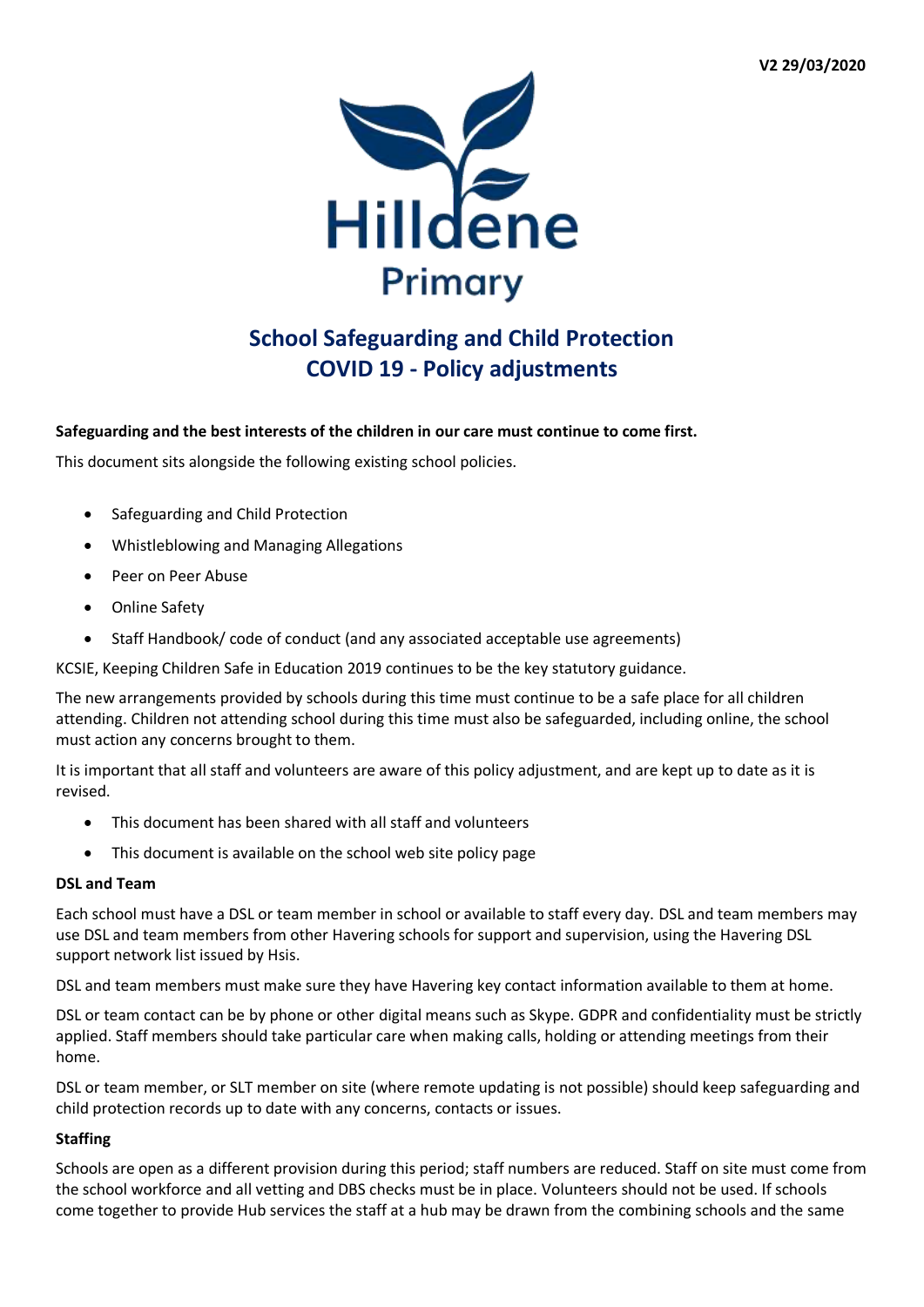V2 29/03/2020

Hilldene Primary

# School Safeguarding and Child Protection COVID 19 - Policy adjustments

**Safeguarding and the best interests of the children in our care must continue to come first.**

This document sits alongside the following existing school policies.

- Safeguarding and Child Protection
- Whistleblowing and Managing Allegations
- Peer on Peer Abuse
- Online Safety
- Staff Handbook/ code of conduct (and any associated acceptable use agreements)

KCSIE, Keeping Children Safe in Education 2019 continues to be the key statutory guidance.

The new arrangements provided by schools during this time must continue to be a safe place for all children attending. Children not attending school during this time must also be safeguarded, including online, the school must action any concerns brought to them.

It is important that all staff and volunteers are aware of this policy adjustment, and are kept up to date as it is revised.

- This document has been shared with all staff and volunteers
- This document is available on the school web site policy page

**DSL and Team**

Each school must have a DSL or team member in school or available to staff every day. DSL and team members may use DSL and team members from other Havering schools for support and supervision, using the Havering DSL support network list issued by Hsis.

DSL and team members must make sure they have Havering key contact information available to them at home.

DSL or team contact can be by phone or other digital means such as Skype. GDPR and confidentiality must be strictly applied. Staff members should take particular care when making calls, holding or attending meetings from their home.

DSL or team member, or SLT member on site (where remote updating is not possible) should keep safeguarding and child protection records up to date with any concerns, contacts or issues.

**Staffing**

Schools are open as a different provision during this period; staff numbers are reduced. Staff on site must come from the school workforce and all vetting and DBS checks must be in place. Volunteers should not be used. If schools come together to provide Hub services the staff at a hub may be drawn from the combining schools and the same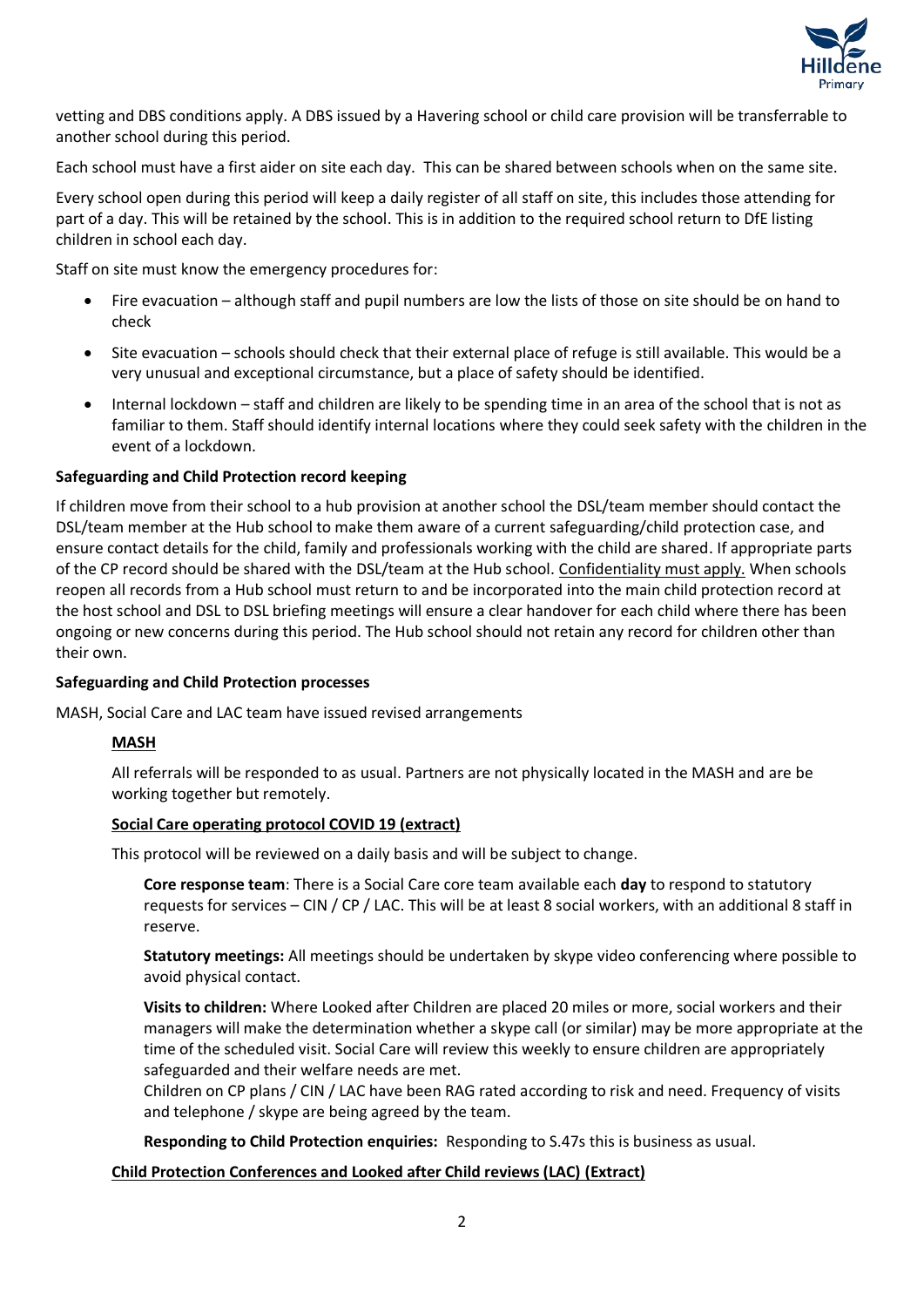vetting and DBS conditions apply. A DBS issued by a Havering school or child care provision will be transferrable to another school during this period.

Each school must have a first aider on site each day. This can be shared between schools when on the same site.

Every school open during this period will keep a daily register of all staff on site, this includes those attending for part of a day. This will be retained by the school. This is in addition to the required school return to DfE listing children in school each day.

Staff on site must know the emergency procedures for:

- Fire evacuation – although staff and pupil numbers are low the lists of those on site should be on hand to check
- Site evacuation – schools should check that their external place of refuge is still available. This would be a very unusual and exceptional circumstance, but a place of safety should be identified.
- Internal lockdown – staff and children are likely to be spending time in an area of the school that is not as familiar to them. Staff should identify internal locations where they could seek safety with the children in the event of a lockdown.

**Safeguarding and Child Protection record keeping**

If children move from their school to a hub provision at another school the DSL/team member should contact the DSL/team member at the Hub school to make them aware of a current safeguarding/child protection case, and ensure contact details for the child, family and professionals working with the child are shared. If appropriate parts of the CP record should be shared with the DSL/team at the Hub school. Confidentiality must apply. When schools reopen all records from a Hub school must return to and be incorporated into the main child protection record at the host school and DSL to DSL briefing meetings will ensure a clear handover for each child where there has been ongoing or new concerns during this period. The Hub school should not retain any record for children other than their own.

**Safeguarding and Child Protection processes**

MASH, Social Care and LAC team have issued revised arrangements

**MASH**

All referrals will be responded to as usual. Partners are not physically located in the MASH and are be working together but remotely.

**Social Care operating protocol COVID 19 (extract)**

This protocol will be reviewed on a daily basis and will be subject to change.

**Core response team**: There is a Social Care core team available each **day** to respond to statutory requests for services – CIN / CP / LAC. This will be at least 8 social workers, with an additional 8 staff in reserve.

**Statutory meetings:** All meetings should be undertaken by skype video conferencing where possible to avoid physical contact.

**Visits to children:** Where Looked after Children are placed 20 miles or more, social workers and their managers will make the determination whether a skype call (or similar) may be more appropriate at the time of the scheduled visit. Social Care will review this weekly to ensure children are appropriately safeguarded and their welfare needs are met.
Children on CP plans / CIN / LAC have been RAG rated according to risk and need. Frequency of visits and telephone / skype are being agreed by the team.

**Responding to Child Protection enquiries:** Responding to S.47s this is business as usual.

**Child Protection Conferences and Looked after Child reviews (LAC) (Extract)**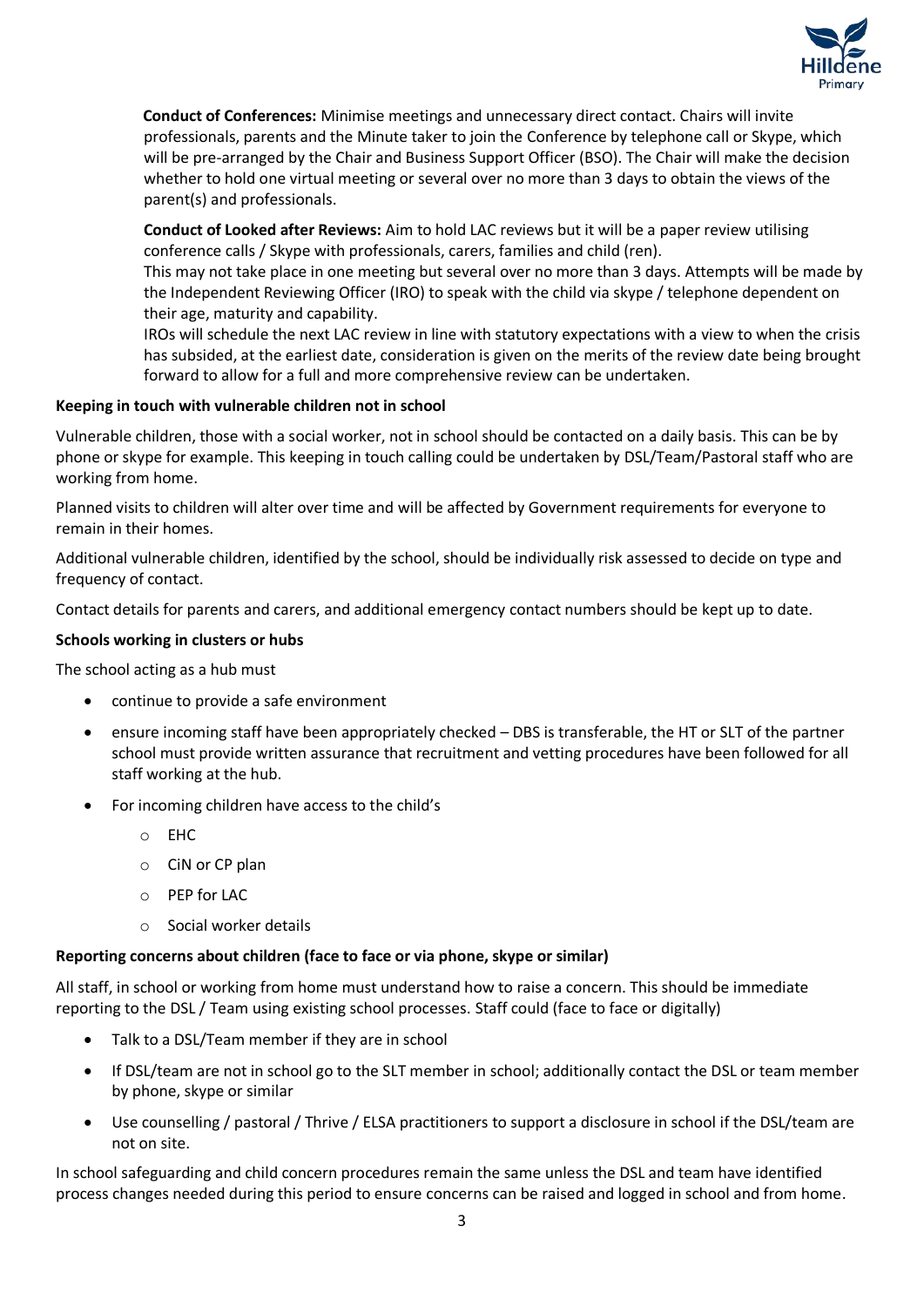**Conduct of Conferences:** Minimise meetings and unnecessary direct contact. Chairs will invite professionals, parents and the Minute taker to join the Conference by telephone call or Skype, which will be pre-arranged by the Chair and Business Support Officer (BSO). The Chair will make the decision whether to hold one virtual meeting or several over no more than 3 days to obtain the views of the parent(s) and professionals.

**Conduct of Looked after Reviews:** Aim to hold LAC reviews but it will be a paper review utilising conference calls / Skype with professionals, carers, families and child (ren).
This may not take place in one meeting but several over no more than 3 days. Attempts will be made by the Independent Reviewing Officer (IRO) to speak with the child via skype / telephone dependent on their age, maturity and capability.
IROs will schedule the next LAC review in line with statutory expectations with a view to when the crisis has subsided, at the earliest date, consideration is given on the merits of the review date being brought forward to allow for a full and more comprehensive review can be undertaken.

**Keeping in touch with vulnerable children not in school**

Vulnerable children, those with a social worker, not in school should be contacted on a daily basis. This can be by phone or skype for example. This keeping in touch calling could be undertaken by DSL/Team/Pastoral staff who are working from home.

Planned visits to children will alter over time and will be affected by Government requirements for everyone to remain in their homes.

Additional vulnerable children, identified by the school, should be individually risk assessed to decide on type and frequency of contact.

Contact details for parents and carers, and additional emergency contact numbers should be kept up to date.

**Schools working in clusters or hubs**

The school acting as a hub must

- continue to provide a safe environment
- ensure incoming staff have been appropriately checked – DBS is transferable, the HT or SLT of the partner school must provide written assurance that recruitment and vetting procedures have been followed for all staff working at the hub.
- For incoming children have access to the child's
  - EHC
  - CiN or CP plan
  - PEP for LAC
  - Social worker details

**Reporting concerns about children (face to face or via phone, skype or similar)**

All staff, in school or working from home must understand how to raise a concern. This should be immediate reporting to the DSL / Team using existing school processes. Staff could (face to face or digitally)

- Talk to a DSL/Team member if they are in school
- If DSL/team are not in school go to the SLT member in school; additionally contact the DSL or team member by phone, skype or similar
- Use counselling / pastoral / Thrive / ELSA practitioners to support a disclosure in school if the DSL/team are not on site.

In school safeguarding and child concern procedures remain the same unless the DSL and team have identified process changes needed during this period to ensure concerns can be raised and logged in school and from home.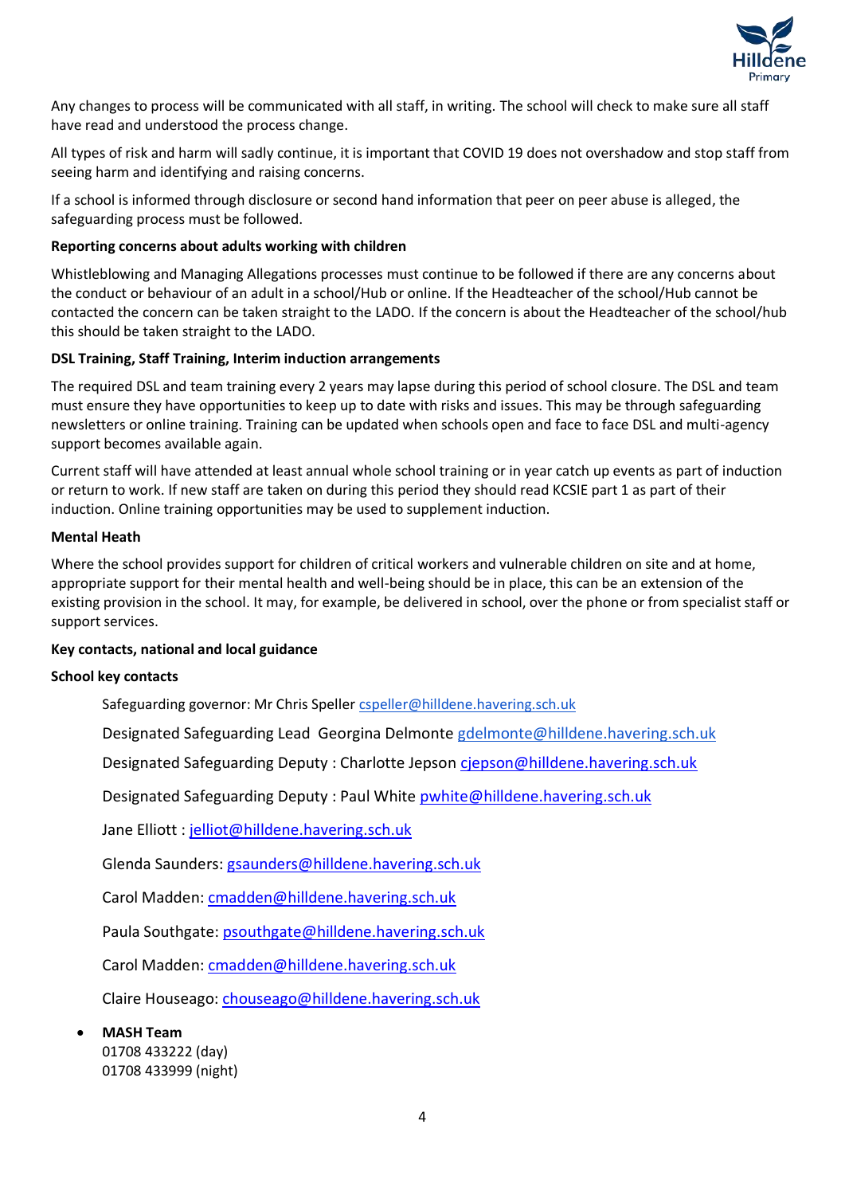Any changes to process will be communicated with all staff, in writing. The school will check to make sure all staff have read and understood the process change.

All types of risk and harm will sadly continue, it is important that COVID 19 does not overshadow and stop staff from seeing harm and identifying and raising concerns.

If a school is informed through disclosure or second hand information that peer on peer abuse is alleged, the safeguarding process must be followed.

**Reporting concerns about adults working with children**

Whistleblowing and Managing Allegations processes must continue to be followed if there are any concerns about the conduct or behaviour of an adult in a school/Hub or online. If the Headteacher of the school/Hub cannot be contacted the concern can be taken straight to the LADO. If the concern is about the Headteacher of the school/hub this should be taken straight to the LADO.

**DSL Training, Staff Training, Interim induction arrangements**

The required DSL and team training every 2 years may lapse during this period of school closure. The DSL and team must ensure they have opportunities to keep up to date with risks and issues. This may be through safeguarding newsletters or online training. Training can be updated when schools open and face to face DSL and multi-agency support becomes available again.

Current staff will have attended at least annual whole school training or in year catch up events as part of induction or return to work. If new staff are taken on during this period they should read KCSIE part 1 as part of their induction. Online training opportunities may be used to supplement induction.

**Mental Heath**

Where the school provides support for children of critical workers and vulnerable children on site and at home, appropriate support for their mental health and well-being should be in place, this can be an extension of the existing provision in the school. It may, for example, be delivered in school, over the phone or from specialist staff or support services.

**Key contacts, national and local guidance**

**School key contacts**

Safeguarding governor: Mr Chris Speller cspeller@hilldene.havering.sch.uk

Designated Safeguarding Lead Georgina Delmonte gdelmonte@hilldene.havering.sch.uk

Designated Safeguarding Deputy : Charlotte Jepson cjepson@hilldene.havering.sch.uk

Designated Safeguarding Deputy : Paul White pwhite@hilldene.havering.sch.uk

Jane Elliott : jelliot@hilldene.havering.sch.uk

Glenda Saunders: gsaunders@hilldene.havering.sch.uk

Carol Madden: cmadden@hilldene.havering.sch.uk

Paula Southgate: psouthgate@hilldene.havering.sch.uk

Carol Madden: cmadden@hilldene.havering.sch.uk

Claire Houseago: chouseago@hilldene.havering.sch.uk

- **MASH Team**
  01708 433222 (day)
  01708 433999 (night)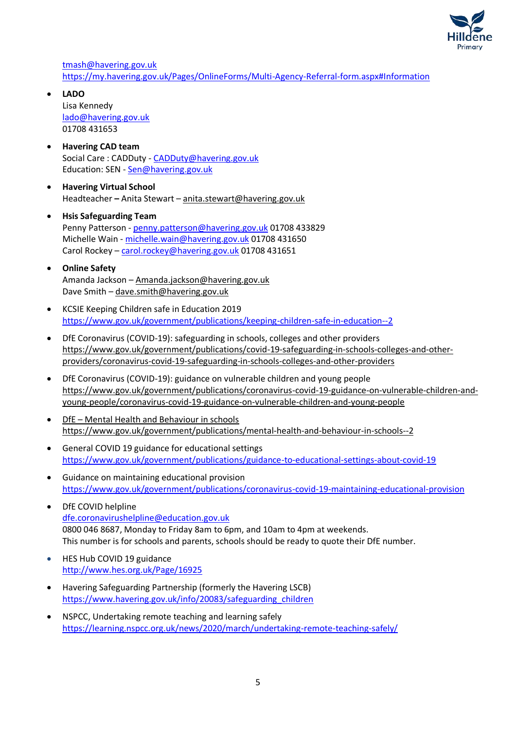tmash@havering.gov.uk
https://my.havering.gov.uk/Pages/OnlineForms/Multi-Agency-Referral-form.aspx#Information

- **LADO**
  Lisa Kennedy
  lado@havering.gov.uk
  01708 431653

- **Havering CAD team**
  Social Care : CADDuty - CADDuty@havering.gov.uk
  Education: SEN - Sen@havering.gov.uk

- **Havering Virtual School**
  Headteacher **–** Anita Stewart – anita.stewart@havering.gov.uk

- **Hsis Safeguarding Team**
  Penny Patterson - penny.patterson@havering.gov.uk 01708 433829
  Michelle Wain - michelle.wain@havering.gov.uk 01708 431650
  Carol Rockey – carol.rockey@havering.gov.uk 01708 431651

- **Online Safety**
  Amanda Jackson – Amanda.jackson@havering.gov.uk
  Dave Smith – dave.smith@havering.gov.uk

- KCSIE Keeping Children safe in Education 2019
  https://www.gov.uk/government/publications/keeping-children-safe-in-education--2

- DfE Coronavirus (COVID-19): safeguarding in schools, colleges and other providers
  https://www.gov.uk/government/publications/covid-19-safeguarding-in-schools-colleges-and-other-providers/coronavirus-covid-19-safeguarding-in-schools-colleges-and-other-providers

- DfE Coronavirus (COVID-19): guidance on vulnerable children and young people
  https://www.gov.uk/government/publications/coronavirus-covid-19-guidance-on-vulnerable-children-and-young-people/coronavirus-covid-19-guidance-on-vulnerable-children-and-young-people

- DfE – Mental Health and Behaviour in schools
  https://www.gov.uk/government/publications/mental-health-and-behaviour-in-schools--2

- General COVID 19 guidance for educational settings
  https://www.gov.uk/government/publications/guidance-to-educational-settings-about-covid-19

- Guidance on maintaining educational provision
  https://www.gov.uk/government/publications/coronavirus-covid-19-maintaining-educational-provision

- DfE COVID helpline
  dfe.coronavirushelpline@education.gov.uk
  0800 046 8687, Monday to Friday 8am to 6pm, and 10am to 4pm at weekends.
  This number is for schools and parents, schools should be ready to quote their DfE number.

- HES Hub COVID 19 guidance
  http://www.hes.org.uk/Page/16925

- Havering Safeguarding Partnership (formerly the Havering LSCB)
  https://www.havering.gov.uk/info/20083/safeguarding_children

- NSPCC, Undertaking remote teaching and learning safely
  https://learning.nspcc.org.uk/news/2020/march/undertaking-remote-teaching-safely/